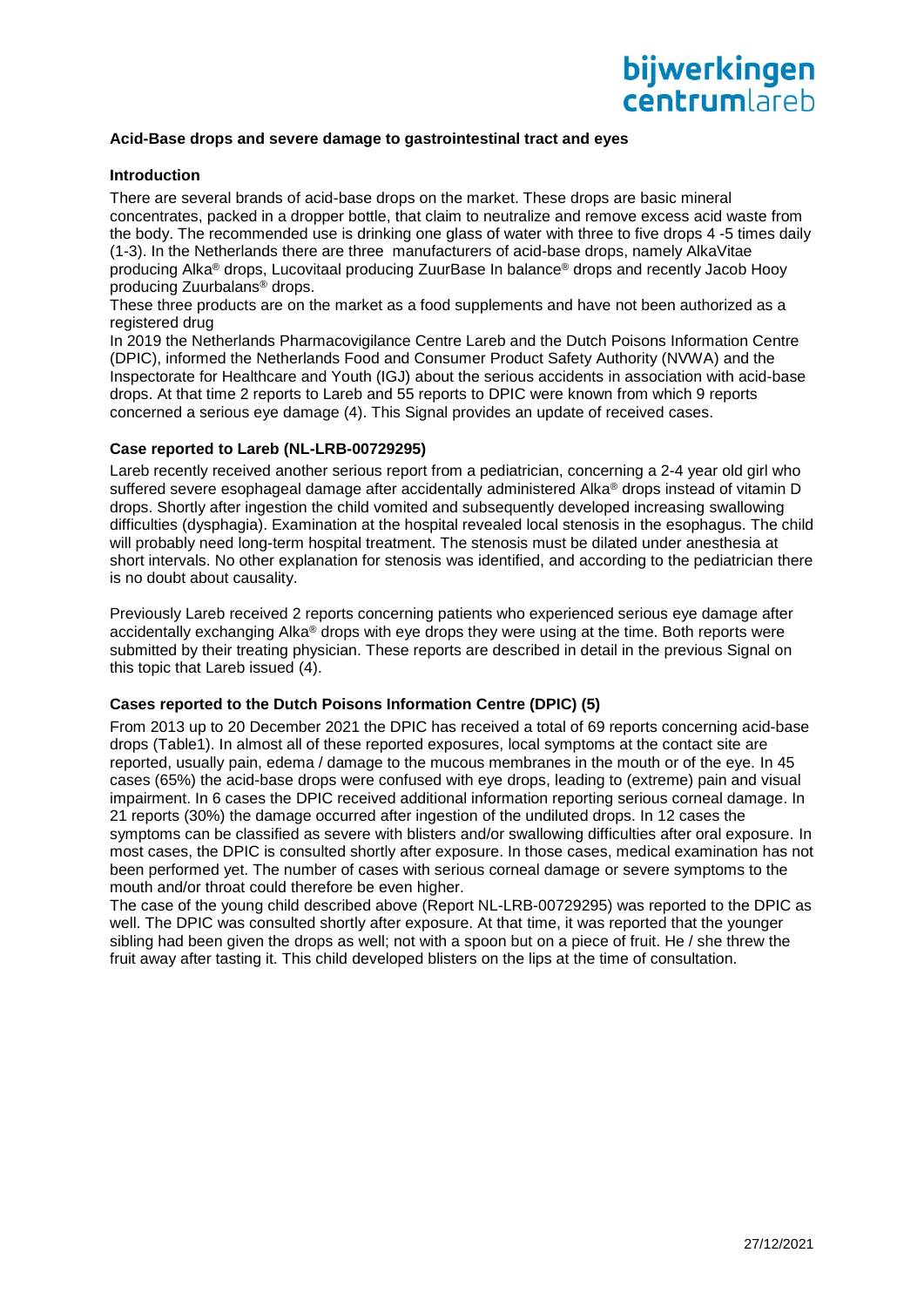## Acid-Base drops and severe damage to gastrointestinal tract and eyes

### Introduction

There are several brands of acid-base drops on the market. These drops are basic mineral concentrates, packed in a dropper bottle, that claim to neutralize and remove excess acid waste from the body. The recommended use is drinking one glass of water with three to five drops 4 -5 times daily (1-3). In the Netherlands there are three manufacturers of acid-base drops, namely AlkaVitae producing Alka® drops, Lucovitaal producing ZuurBase In balance® drops and recently Jacob Hooy producing Zuurbalans® drops.

These three products are on the market as a food supplements and have not been authorized as a registered drug

In 2019 the Netherlands Pharmacovigilance Centre Lareb and the Dutch Poisons Information Centre (DPIC), informed the Netherlands Food and Consumer Product Safety Authority (NVWA) and the Inspectorate for Healthcare and Youth (IGJ) about the serious accidents in association with acid-base drops. At that time 2 reports to Lareb and 55 reports to DPIC were known from which 9 reports concerned a serious eye damage (4). This Signal provides an update of received cases.

### Case reported to Lareb (NL-LRB-00729295)

Lareb recently received another serious report from a pediatrician, concerning a 2-4 year old girl who suffered severe esophageal damage after accidentally administered Alka® drops instead of vitamin D drops. Shortly after ingestion the child vomited and subsequently developed increasing swallowing difficulties (dysphagia). Examination at the hospital revealed local stenosis in the esophagus. The child will probably need long-term hospital treatment. The stenosis must be dilated under anesthesia at short intervals. No other explanation for stenosis was identified, and according to the pediatrician there is no doubt about causality.

Previously Lareb received 2 reports concerning patients who experienced serious eye damage after accidentally exchanging Alka® drops with eye drops they were using at the time. Both reports were submitted by their treating physician. These reports are described in detail in the previous Signal on this topic that Lareb issued (4).

### Cases reported to the Dutch Poisons Information Centre (DPIC) (5)

From 2013 up to 20 December 2021 the DPIC has received a total of 69 reports concerning acid-base drops (Table1). In almost all of these reported exposures, local symptoms at the contact site are reported, usually pain, edema / damage to the mucous membranes in the mouth or of the eye. In 45 cases (65%) the acid-base drops were confused with eye drops, leading to (extreme) pain and visual impairment. In 6 cases the DPIC received additional information reporting serious corneal damage. In 21 reports (30%) the damage occurred after ingestion of the undiluted drops. In 12 cases the symptoms can be classified as severe with blisters and/or swallowing difficulties after oral exposure. In most cases, the DPIC is consulted shortly after exposure. In those cases, medical examination has not been performed yet. The number of cases with serious corneal damage or severe symptoms to the mouth and/or throat could therefore be even higher.

The case of the young child described above (Report NL-LRB-00729295) was reported to the DPIC as well. The DPIC was consulted shortly after exposure. At that time, it was reported that the younger sibling had been given the drops as well; not with a spoon but on a piece of fruit. He / she threw the fruit away after tasting it. This child developed blisters on the lips at the time of consultation.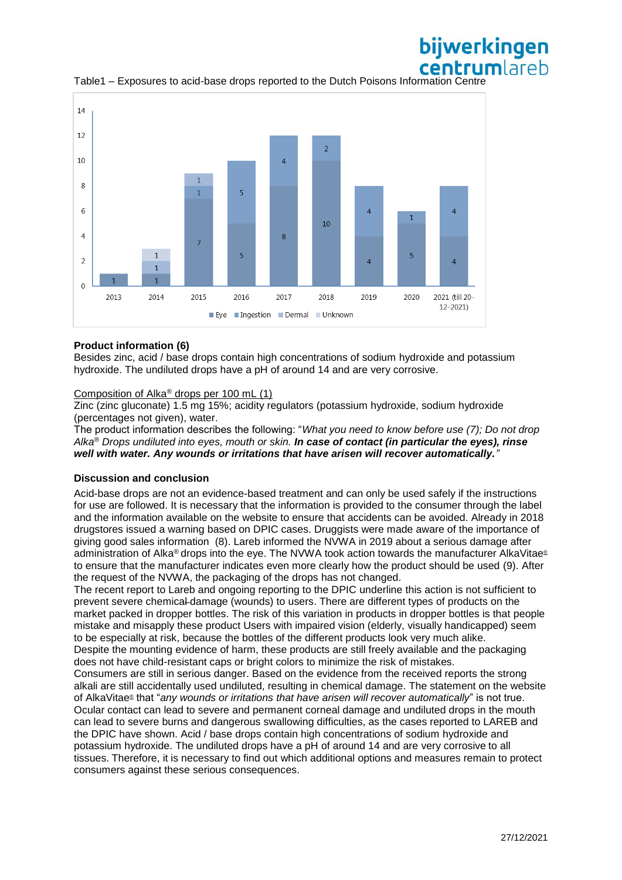Table1 – Exposures to acid-base drops reported to the Dutch Poisons Information Centre

| Year | Eye | Ingestion | Dermal | Unknown |
|---|---|---|---|---|
| 2013 | 1 | | | |
| 2014 | 1 | | 1 | 1 |
| 2015 | 7 | 1 | 1 | |
| 2016 | 5 | 5 | | |
| 2017 | 8 | 4 | | |
| 2018 | 10 | 2 | | |
| 2019 | 4 | 4 | | |
| 2020 | 5 | 1 | | |
| 2021 (till 20-12-2021) | 4 | 4 | | |

**Product information (6)**

Besides zinc, acid / base drops contain high concentrations of sodium hydroxide and potassium hydroxide. The undiluted drops have a pH of around 14 and are very corrosive.

<u>Composition of Alka® drops per 100 mL (1)</u>

Zinc (zinc gluconate) 1.5 mg 15%; acidity regulators (potassium hydroxide, sodium hydroxide (percentages not given), water.

The product information describes the following: "*What you need to know before use (7); Do not drop Alka® Drops undiluted into eyes, mouth or skin.* ***In case of contact (in particular the eyes), rinse well with water. Any wounds or irritations that have arisen will recover automatically.****"*

**Discussion and conclusion**

Acid-base drops are not an evidence-based treatment and can only be used safely if the instructions for use are followed. It is necessary that the information is provided to the consumer through the label and the information available on the website to ensure that accidents can be avoided. Already in 2018 drugstores issued a warning based on DPIC cases. Druggists were made aware of the importance of giving good sales information (8). Lareb informed the NVWA in 2019 about a serious damage after administration of Alka® drops into the eye. The NVWA took action towards the manufacturer AlkaVitae® to ensure that the manufacturer indicates even more clearly how the product should be used (9). After the request of the NVWA, the packaging of the drops has not changed.

The recent report to Lareb and ongoing reporting to the DPIC underline this action is not sufficient to prevent severe chemical damage (wounds) to users. There are different types of products on the market packed in dropper bottles. The risk of this variation in products in dropper bottles is that people mistake and misapply these product Users with impaired vision (elderly, visually handicapped) seem to be especially at risk, because the bottles of the different products look very much alike.

Despite the mounting evidence of harm, these products are still freely available and the packaging does not have child-resistant caps or bright colors to minimize the risk of mistakes.

Consumers are still in serious danger. Based on the evidence from the received reports the strong alkali are still accidentally used undiluted, resulting in chemical damage. The statement on the website of AlkaVitae® that "*any wounds or irritations that have arisen will recover automatically*" is not true. Ocular contact can lead to severe and permanent corneal damage and undiluted drops in the mouth can lead to severe burns and dangerous swallowing difficulties, as the cases reported to LAREB and the DPIC have shown. Acid / base drops contain high concentrations of sodium hydroxide and potassium hydroxide. The undiluted drops have a pH of around 14 and are very corrosive to all tissues. Therefore, it is necessary to find out which additional options and measures remain to protect consumers against these serious consequences.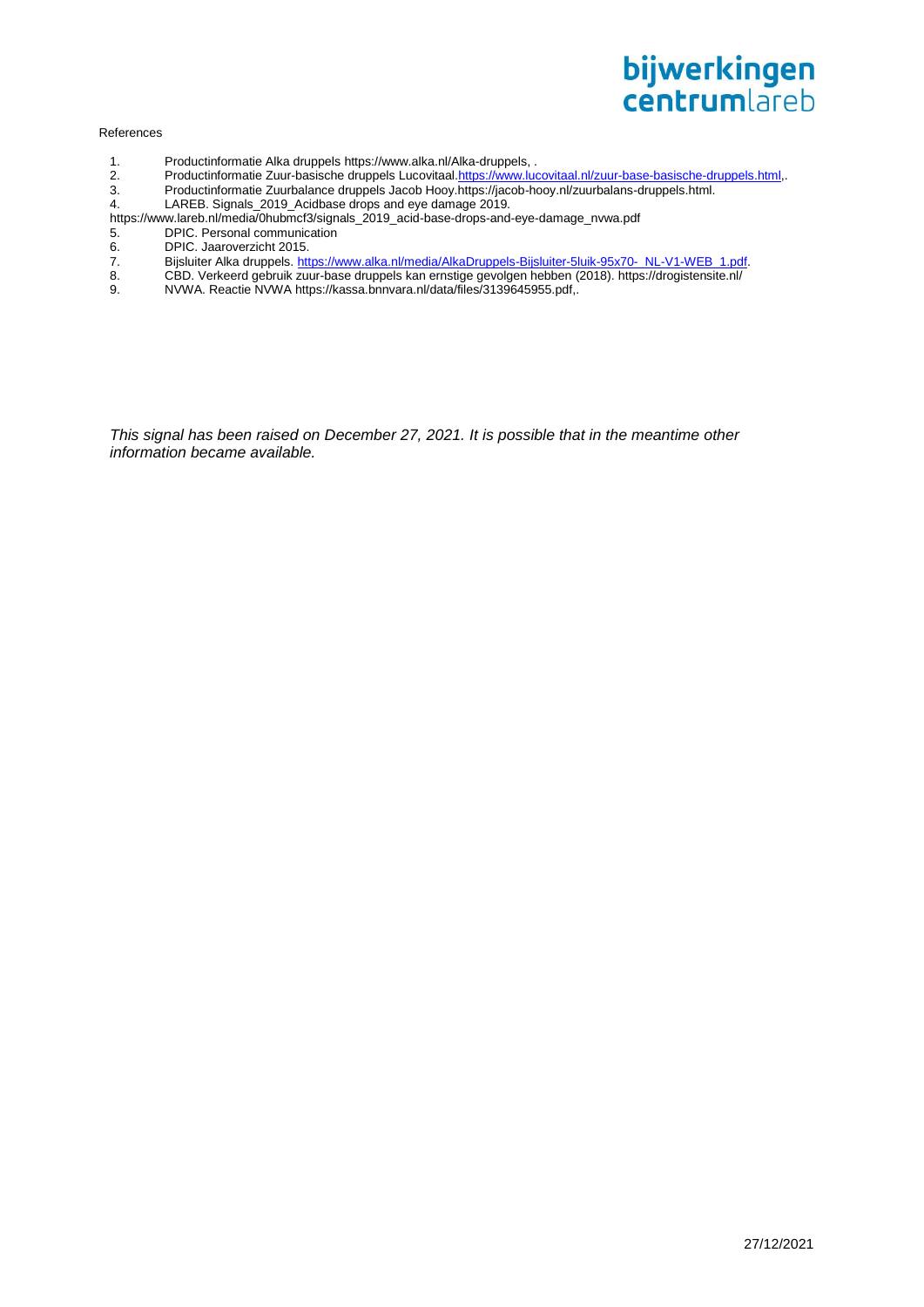References

1. Productinformatie Alka druppels https://www.alka.nl/Alka-druppels, .
2. Productinformatie Zuur-basische druppels Lucovitaal.https://www.lucovitaal.nl/zuur-base-basische-druppels.html,.
3. Productinformatie Zuurbalance druppels Jacob Hooy.https://jacob-hooy.nl/zuurbalans-druppels.html.
4. LAREB. Signals_2019_Acidbase drops and eye damage 2019.
https://www.lareb.nl/media/0hubmcf3/signals_2019_acid-base-drops-and-eye-damage_nvwa.pdf
5. DPIC. Personal communication
6. DPIC. Jaaroverzicht 2015.
7. Bijsluiter Alka druppels. https://www.alka.nl/media/AlkaDruppels-Bijsluiter-5luik-95x70-_NL-V1-WEB_1.pdf.
8. CBD. Verkeerd gebruik zuur-base druppels kan ernstige gevolgen hebben (2018). https://drogistensite.nl/
9. NVWA. Reactie NVWA https://kassa.bnnvara.nl/data/files/3139645955.pdf,.

*This signal has been raised on December 27, 2021. It is possible that in the meantime other information became available.*